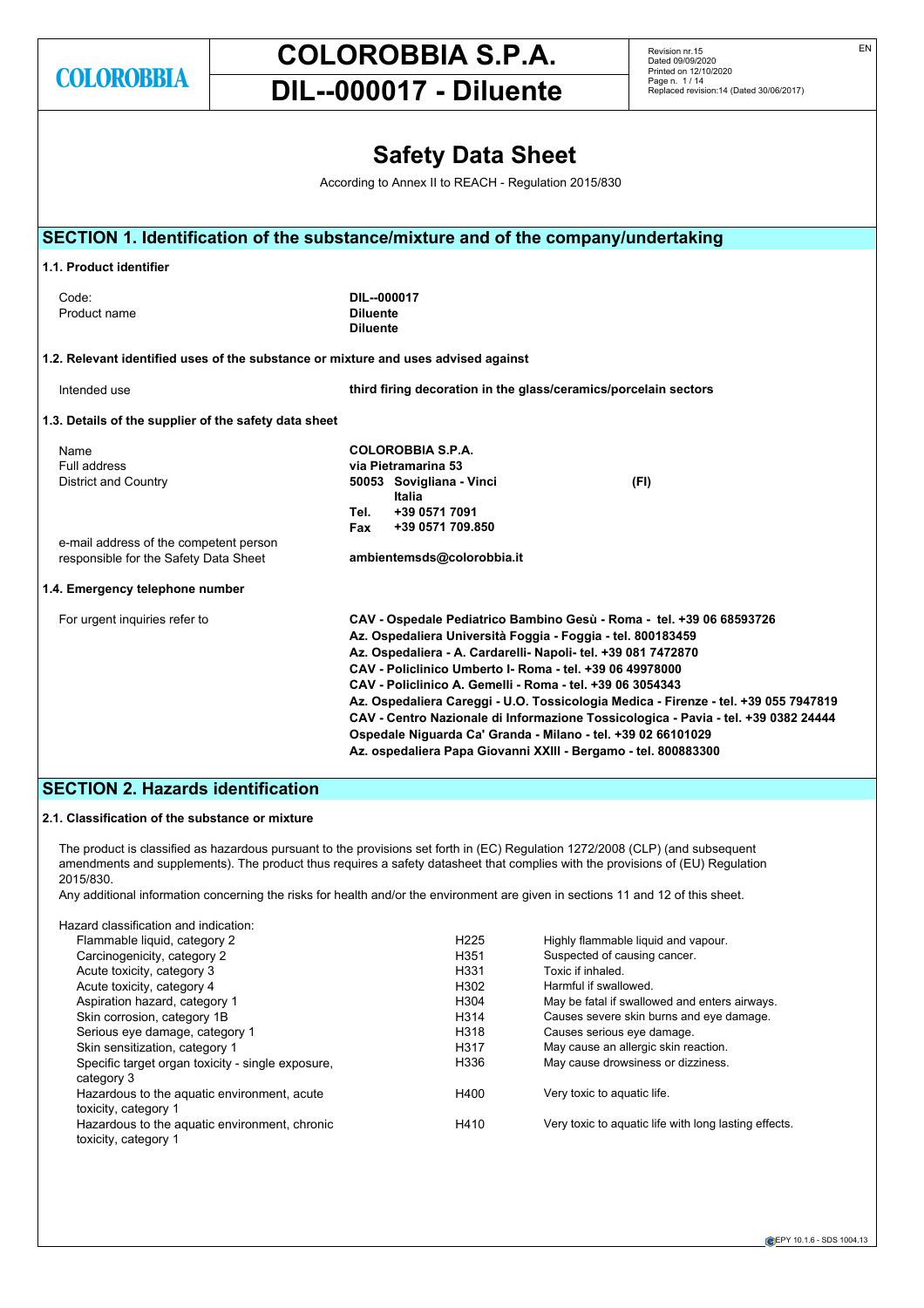# COLOROBBIA S.P.A.

# DIL--000017 - Diluente

## Safety Data Sheet

According to Annex II to REACH - Regulation 2015/830

## SECTION 1. Identification of the substance/mixture and of the company/undertaking

### 1.1. Product identifier

| | |
|---|---|
| Code: | **DIL--000017** |
| Product name | **Diluente** |
| | **Diluente** |

### 1.2. Relevant identified uses of the substance or mixture and uses advised against

| | |
|---|---|
| Intended use | **third firing decoration in the glass/ceramics/porcelain sectors** |

### 1.3. Details of the supplier of the safety data sheet

| | |
|---|---|
| Name | **COLOROBBIA S.P.A.** |
| Full address | **via Pietramarina 53** |
| District and Country | **50053 Sovigliana - Vinci (FI)** |
| | **Italia** |
| | **Tel. +39 0571 7091** |
| | **Fax +39 0571 709.850** |
| e-mail address of the competent person responsible for the Safety Data Sheet | **ambientemsds@colorobbia.it** |

### 1.4. Emergency telephone number

For urgent inquiries refer to

**CAV - Ospedale Pediatrico Bambino Gesù - Roma - tel. +39 06 68593726**
**Az. Ospedaliera Università Foggia - Foggia - tel. 800183459**
**Az. Ospedaliera - A. Cardarelli- Napoli- tel. +39 081 7472870**
**CAV - Policlinico Umberto I- Roma - tel. +39 06 49978000**
**CAV - Policlinico A. Gemelli - Roma - tel. +39 06 3054343**
**Az. Ospedaliera Careggi - U.O. Tossicologia Medica - Firenze - tel. +39 055 7947819**
**CAV - Centro Nazionale di Informazione Tossicologica - Pavia - tel. +39 0382 24444**
**Ospedale Niguarda Ca' Granda - Milano - tel. +39 02 66101029**
**Az. ospedaliera Papa Giovanni XXIII - Bergamo - tel. 800883300**

## SECTION 2. Hazards identification

### 2.1. Classification of the substance or mixture

The product is classified as hazardous pursuant to the provisions set forth in (EC) Regulation 1272/2008 (CLP) (and subsequent amendments and supplements). The product thus requires a safety datasheet that complies with the provisions of (EU) Regulation 2015/830.
Any additional information concerning the risks for health and/or the environment are given in sections 11 and 12 of this sheet.

Hazard classification and indication:

| | | |
|---|---|---|
| Flammable liquid, category 2 | H225 | Highly flammable liquid and vapour. |
| Carcinogenicity, category 2 | H351 | Suspected of causing cancer. |
| Acute toxicity, category 3 | H331 | Toxic if inhaled. |
| Acute toxicity, category 4 | H302 | Harmful if swallowed. |
| Aspiration hazard, category 1 | H304 | May be fatal if swallowed and enters airways. |
| Skin corrosion, category 1B | H314 | Causes severe skin burns and eye damage. |
| Serious eye damage, category 1 | H318 | Causes serious eye damage. |
| Skin sensitization, category 1 | H317 | May cause an allergic skin reaction. |
| Specific target organ toxicity - single exposure, category 3 | H336 | May cause drowsiness or dizziness. |
| Hazardous to the aquatic environment, acute toxicity, category 1 | H400 | Very toxic to aquatic life. |
| Hazardous to the aquatic environment, chronic toxicity, category 1 | H410 | Very toxic to aquatic life with long lasting effects. |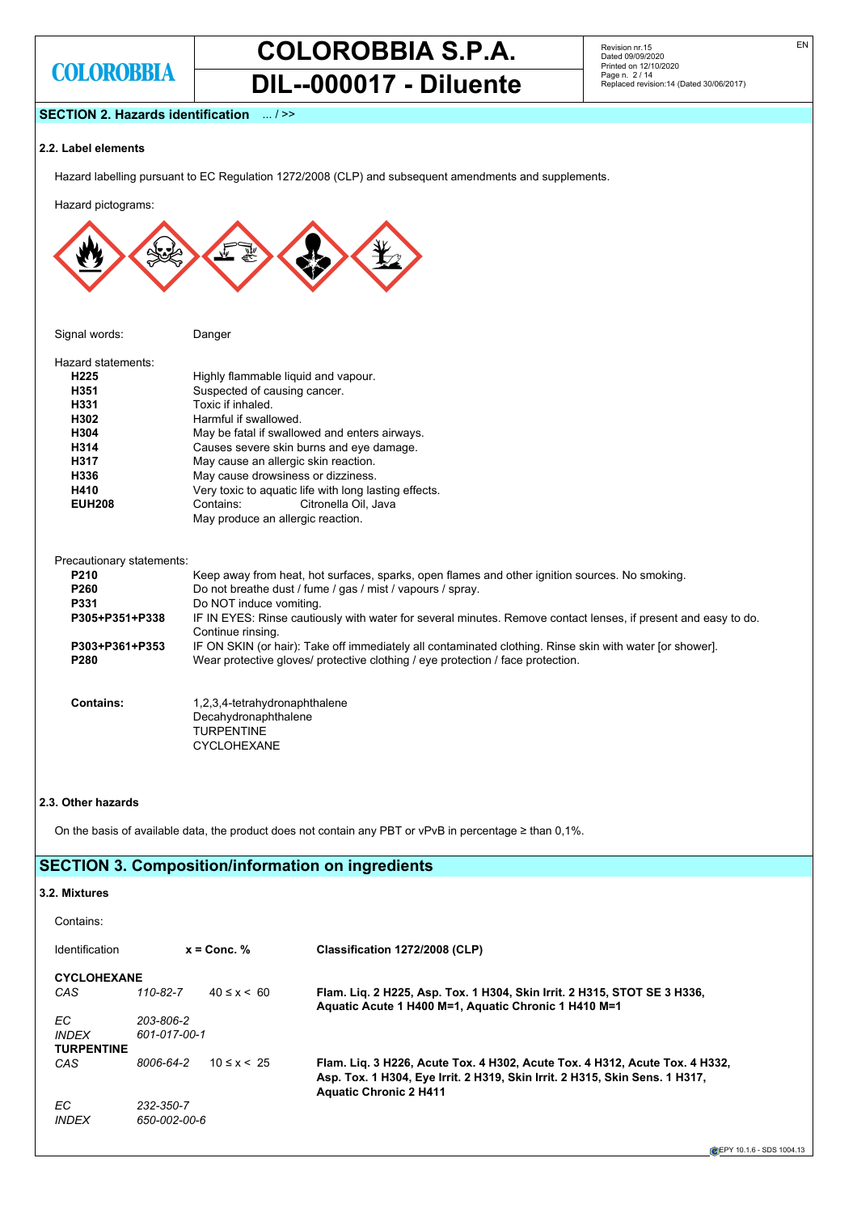## SECTION 2. Hazards identification ... / >>

### 2.2. Label elements

Hazard labelling pursuant to EC Regulation 1272/2008 (CLP) and subsequent amendments and supplements.

Hazard pictograms:

Signal words: Danger

Hazard statements:

| | |
|---|---|
| **H225** | Highly flammable liquid and vapour. |
| **H351** | Suspected of causing cancer. |
| **H331** | Toxic if inhaled. |
| **H302** | Harmful if swallowed. |
| **H304** | May be fatal if swallowed and enters airways. |
| **H314** | Causes severe skin burns and eye damage. |
| **H317** | May cause an allergic skin reaction. |
| **H336** | May cause drowsiness or dizziness. |
| **H410** | Very toxic to aquatic life with long lasting effects. |
| **EUH208** | Contains: Citronella Oil, Java<br>May produce an allergic reaction. |

Precautionary statements:

| | |
|---|---|
| **P210** | Keep away from heat, hot surfaces, sparks, open flames and other ignition sources. No smoking. |
| **P260** | Do not breathe dust / fume / gas / mist / vapours / spray. |
| **P331** | Do NOT induce vomiting. |
| **P305+P351+P338** | IF IN EYES: Rinse cautiously with water for several minutes. Remove contact lenses, if present and easy to do. Continue rinsing. |
| **P303+P361+P353** | IF ON SKIN (or hair): Take off immediately all contaminated clothing. Rinse skin with water [or shower]. |
| **P280** | Wear protective gloves/ protective clothing / eye protection / face protection. |

**Contains:**
1,2,3,4-tetrahydronaphthalene
Decahydronaphthalene
TURPENTINE
CYCLOHEXANE

### 2.3. Other hazards

On the basis of available data, the product does not contain any PBT or vPvB in percentage ≥ than 0,1%.

## SECTION 3. Composition/information on ingredients

### 3.2. Mixtures

Contains:

| Identification | | x = Conc. % | Classification 1272/2008 (CLP) |
|---|---|---|---|
| **CYCLOHEXANE** | | | |
| *CAS* | *110-82-7* | 40 ≤ x < 60 | **Flam. Liq. 2 H225, Asp. Tox. 1 H304, Skin Irrit. 2 H315, STOT SE 3 H336, Aquatic Acute 1 H400 M=1, Aquatic Chronic 1 H410 M=1** |
| *EC* | *203-806-2* | | |
| *INDEX* | *601-017-00-1* | | |
| **TURPENTINE** | | | |
| *CAS* | *8006-64-2* | 10 ≤ x < 25 | **Flam. Liq. 3 H226, Acute Tox. 4 H302, Acute Tox. 4 H312, Acute Tox. 4 H332, Asp. Tox. 1 H304, Eye Irrit. 2 H319, Skin Irrit. 2 H315, Skin Sens. 1 H317, Aquatic Chronic 2 H411** |
| *EC* | *232-350-7* | | |
| *INDEX* | *650-002-00-6* | | |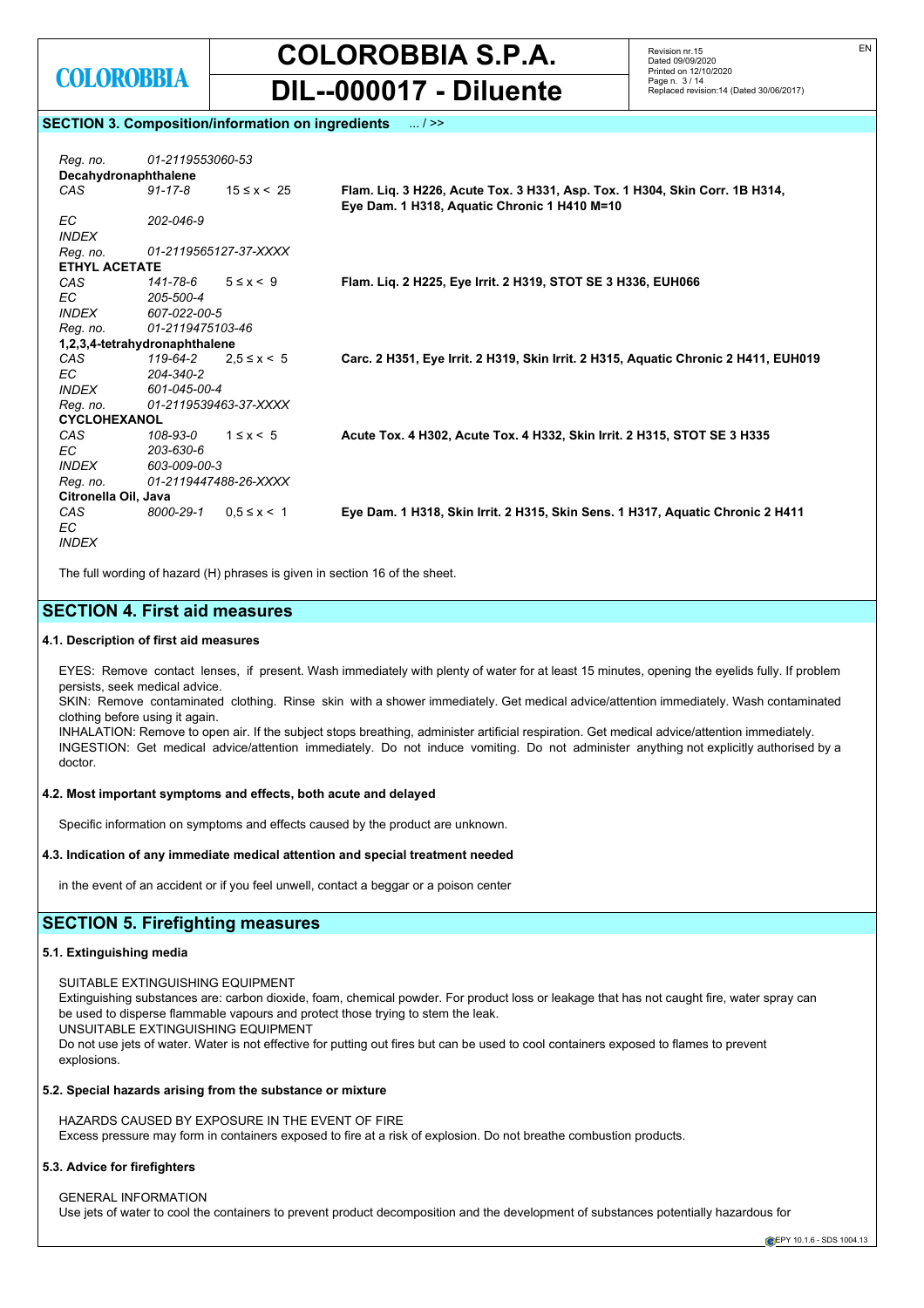## SECTION 3. Composition/information on ingredients ... / >>

| | | | |
|---|---|---|---|
| *Reg. no.* | *01-2119553060-53* | | |
| **Decahydronaphthalene** | | | |
| *CAS* | *91-17-8* | 15 ≤ x < 25 | **Flam. Liq. 3 H226, Acute Tox. 3 H331, Asp. Tox. 1 H304, Skin Corr. 1B H314, Eye Dam. 1 H318, Aquatic Chronic 1 H410 M=10** |
| *EC* | *202-046-9* | | |
| *INDEX* | | | |
| *Reg. no.* | *01-2119565127-37-XXXX* | | |
| **ETHYL ACETATE** | | | |
| *CAS* | *141-78-6* | 5 ≤ x < 9 | **Flam. Liq. 2 H225, Eye Irrit. 2 H319, STOT SE 3 H336, EUH066** |
| *EC* | *205-500-4* | | |
| *INDEX* | *607-022-00-5* | | |
| *Reg. no.* | *01-2119475103-46* | | |
| **1,2,3,4-tetrahydronaphthalene** | | | |
| *CAS* | *119-64-2* | 2,5 ≤ x < 5 | **Carc. 2 H351, Eye Irrit. 2 H319, Skin Irrit. 2 H315, Aquatic Chronic 2 H411, EUH019** |
| *EC* | *204-340-2* | | |
| *INDEX* | *601-045-00-4* | | |
| *Reg. no.* | *01-2119539463-37-XXXX* | | |
| **CYCLOHEXANOL** | | | |
| *CAS* | *108-93-0* | 1 ≤ x < 5 | **Acute Tox. 4 H302, Acute Tox. 4 H332, Skin Irrit. 2 H315, STOT SE 3 H335** |
| *EC* | *203-630-6* | | |
| *INDEX* | *603-009-00-3* | | |
| *Reg. no.* | *01-2119447488-26-XXXX* | | |
| **Citronella Oil, Java** | | | |
| *CAS* | *8000-29-1* | 0,5 ≤ x < 1 | **Eye Dam. 1 H318, Skin Irrit. 2 H315, Skin Sens. 1 H317, Aquatic Chronic 2 H411** |
| *EC* | | | |
| *INDEX* | | | |

The full wording of hazard (H) phrases is given in section 16 of the sheet.

## SECTION 4. First aid measures

### 4.1. Description of first aid measures

EYES: Remove contact lenses, if present. Wash immediately with plenty of water for at least 15 minutes, opening the eyelids fully. If problem persists, seek medical advice.
SKIN: Remove contaminated clothing. Rinse skin with a shower immediately. Get medical advice/attention immediately. Wash contaminated clothing before using it again.
INHALATION: Remove to open air. If the subject stops breathing, administer artificial respiration. Get medical advice/attention immediately.
INGESTION: Get medical advice/attention immediately. Do not induce vomiting. Do not administer anything not explicitly authorised by a doctor.

### 4.2. Most important symptoms and effects, both acute and delayed

Specific information on symptoms and effects caused by the product are unknown.

### 4.3. Indication of any immediate medical attention and special treatment needed

in the event of an accident or if you feel unwell, contact a beggar or a poison center

## SECTION 5. Firefighting measures

### 5.1. Extinguishing media

SUITABLE EXTINGUISHING EQUIPMENT
Extinguishing substances are: carbon dioxide, foam, chemical powder. For product loss or leakage that has not caught fire, water spray can be used to disperse flammable vapours and protect those trying to stem the leak.
UNSUITABLE EXTINGUISHING EQUIPMENT
Do not use jets of water. Water is not effective for putting out fires but can be used to cool containers exposed to flames to prevent explosions.

### 5.2. Special hazards arising from the substance or mixture

HAZARDS CAUSED BY EXPOSURE IN THE EVENT OF FIRE
Excess pressure may form in containers exposed to fire at a risk of explosion. Do not breathe combustion products.

### 5.3. Advice for firefighters

GENERAL INFORMATION
Use jets of water to cool the containers to prevent product decomposition and the development of substances potentially hazardous for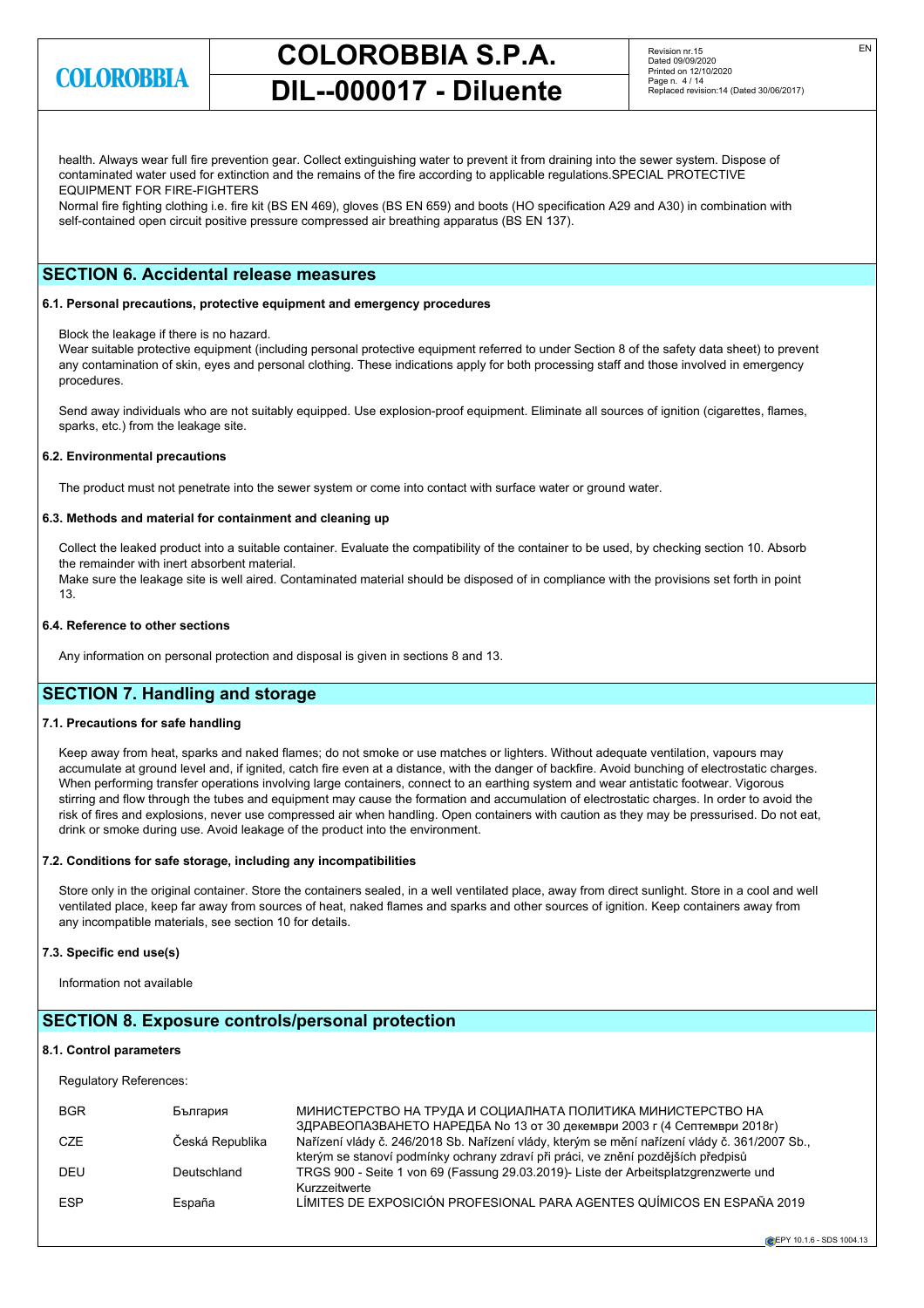health. Always wear full fire prevention gear. Collect extinguishing water to prevent it from draining into the sewer system. Dispose of contaminated water used for extinction and the remains of the fire according to applicable regulations.SPECIAL PROTECTIVE EQUIPMENT FOR FIRE-FIGHTERS
Normal fire fighting clothing i.e. fire kit (BS EN 469), gloves (BS EN 659) and boots (HO specification A29 and A30) in combination with self-contained open circuit positive pressure compressed air breathing apparatus (BS EN 137).

## SECTION 6. Accidental release measures

### 6.1. Personal precautions, protective equipment and emergency procedures

Block the leakage if there is no hazard.
Wear suitable protective equipment (including personal protective equipment referred to under Section 8 of the safety data sheet) to prevent any contamination of skin, eyes and personal clothing. These indications apply for both processing staff and those involved in emergency procedures.

Send away individuals who are not suitably equipped. Use explosion-proof equipment. Eliminate all sources of ignition (cigarettes, flames, sparks, etc.) from the leakage site.

### 6.2. Environmental precautions

The product must not penetrate into the sewer system or come into contact with surface water or ground water.

### 6.3. Methods and material for containment and cleaning up

Collect the leaked product into a suitable container. Evaluate the compatibility of the container to be used, by checking section 10. Absorb the remainder with inert absorbent material.
Make sure the leakage site is well aired. Contaminated material should be disposed of in compliance with the provisions set forth in point 13.

### 6.4. Reference to other sections

Any information on personal protection and disposal is given in sections 8 and 13.

## SECTION 7. Handling and storage

### 7.1. Precautions for safe handling

Keep away from heat, sparks and naked flames; do not smoke or use matches or lighters. Without adequate ventilation, vapours may accumulate at ground level and, if ignited, catch fire even at a distance, with the danger of backfire. Avoid bunching of electrostatic charges. When performing transfer operations involving large containers, connect to an earthing system and wear antistatic footwear. Vigorous stirring and flow through the tubes and equipment may cause the formation and accumulation of electrostatic charges. In order to avoid the risk of fires and explosions, never use compressed air when handling. Open containers with caution as they may be pressurised. Do not eat, drink or smoke during use. Avoid leakage of the product into the environment.

### 7.2. Conditions for safe storage, including any incompatibilities

Store only in the original container. Store the containers sealed, in a well ventilated place, away from direct sunlight. Store in a cool and well ventilated place, keep far away from sources of heat, naked flames and sparks and other sources of ignition. Keep containers away from any incompatible materials, see section 10 for details.

### 7.3. Specific end use(s)

Information not available

## SECTION 8. Exposure controls/personal protection

### 8.1. Control parameters

Regulatory References:

| | | |
|---|---|---|
| BGR | България | МИНИСТЕРСТВО НА ТРУДА И СОЦИАЛНАТА ПОЛИТИКА МИНИСТЕРСТВО НА ЗДРАВЕОПАЗВАНЕТО НАРЕДБА No 13 от 30 декември 2003 г (4 Септември 2018г) |
| CZE | Česká Republika | Nařízení vlády č. 246/2018 Sb. Nařízení vlády, kterým se mění nařízení vlády č. 361/2007 Sb., kterým se stanoví podmínky ochrany zdraví při práci, ve znění pozdějších předpisů |
| DEU | Deutschland | TRGS 900 - Seite 1 von 69 (Fassung 29.03.2019)- Liste der Arbeitsplatzgrenzwerte und Kurzzeitwerte |
| ESP | España | LÍMITES DE EXPOSICIÓN PROFESIONAL PARA AGENTES QUÍMICOS EN ESPAÑA 2019 |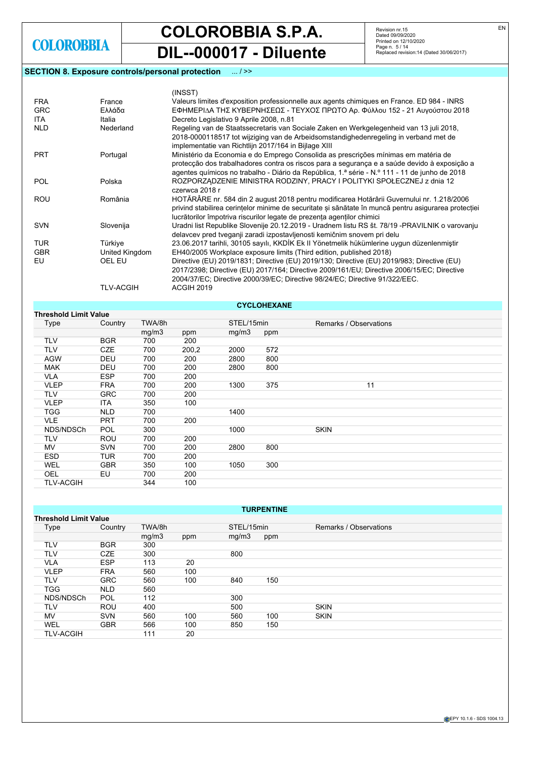## SECTION 8. Exposure controls/personal protection ... / >>

| | | |
|---|---|---|
| | | (INSST) |
| FRA | France | Valeurs limites d'exposition professionnelle aux agents chimiques en France. ED 984 - INRS |
| GRC | Ελλάδα | ΕΦΗΜΕΡΙΔΑ ΤΗΣ ΚΥΒΕΡΝΗΣΕΩΣ - ΤΕΥΧΟΣ ΠΡΩΤΟ Αρ. Φύλλου 152 - 21 Αυγούστου 2018 |
| ITA | Italia | Decreto Legislativo 9 Aprile 2008, n.81 |
| NLD | Nederland | Regeling van de Staatssecretaris van Sociale Zaken en Werkgelegenheid van 13 juli 2018, 2018-0000118517 tot wijziging van de Arbeidsomstandighedenregeling in verband met de implementatie van Richtlijn 2017/164 in Bijlage XIII |
| PRT | Portugal | Ministério da Economia e do Emprego Consolida as prescrições mínimas em matéria de protecção dos trabalhadores contra os riscos para a segurança e a saúde devido à exposição a agentes químicos no trabalho - Diário da República, 1.ª série - N.º 111 - 11 de junho de 2018 |
| POL | Polska | ROZPORZĄDZENIE MINISTRA RODZINY, PRACY I POLITYKI SPOŁECZNEJ z dnia 12 czerwca 2018 r |
| ROU | România | HOTĂRÂRE nr. 584 din 2 august 2018 pentru modificarea Hotărârii Guvernului nr. 1.218/2006 privind stabilirea cerințelor minime de securitate și sănătate în muncă pentru asigurarea protecției lucrătorilor împotriva riscurilor legate de prezența agenților chimici |
| SVN | Slovenija | Uradni list Republike Slovenije 20.12.2019 - Uradnem listu RS št. 78/19 -PRAVILNIK o varovanju delavcev pred tveganji zaradi izpostavljenosti kemičnim snovem pri delu |
| TUR | Türkiye | 23.06.2017 tarihli, 30105 sayılı, KKDİK Ek II Yönetmelik hükümlerine uygun düzenlenmiştir |
| GBR | United Kingdom | EH40/2005 Workplace exposure limits (Third edition, published 2018) |
| EU | OEL EU | Directive (EU) 2019/1831; Directive (EU) 2019/130; Directive (EU) 2019/983; Directive (EU) 2017/2398; Directive (EU) 2017/164; Directive 2009/161/EU; Directive 2006/15/EC; Directive 2004/37/EC; Directive 2000/39/EC; Directive 98/24/EC; Directive 91/322/EEC. |
| | TLV-ACGIH | ACGIH 2019 |

### CYCLOHEXANE

**Threshold Limit Value**

| Type | Country | TWA/8h | | STEL/15min | | Remarks / Observations |
|---|---|---|---|---|---|---|
| | | mg/m3 | ppm | mg/m3 | ppm | |
| TLV | BGR | 700 | 200 | | | |
| TLV | CZE | 700 | 200,2 | 2000 | 572 | |
| AGW | DEU | 700 | 200 | 2800 | 800 | |
| MAK | DEU | 700 | 200 | 2800 | 800 | |
| VLA | ESP | 700 | 200 | | | |
| VLEP | FRA | 700 | 200 | 1300 | 375 | 11 |
| TLV | GRC | 700 | 200 | | | |
| VLEP | ITA | 350 | 100 | | | |
| TGG | NLD | 700 | | 1400 | | |
| VLE | PRT | 700 | 200 | | | |
| NDS/NDSCh | POL | 300 | | 1000 | | SKIN |
| TLV | ROU | 700 | 200 | | | |
| MV | SVN | 700 | 200 | 2800 | 800 | |
| ESD | TUR | 700 | 200 | | | |
| WEL | GBR | 350 | 100 | 1050 | 300 | |
| OEL | EU | 700 | 200 | | | |
| TLV-ACGIH | | 344 | 100 | | | |

### TURPENTINE

**Threshold Limit Value**

| Type | Country | TWA/8h | | STEL/15min | | Remarks / Observations |
|---|---|---|---|---|---|---|
| | | mg/m3 | ppm | mg/m3 | ppm | |
| TLV | BGR | 300 | | | | |
| TLV | CZE | 300 | | 800 | | |
| VLA | ESP | 113 | 20 | | | |
| VLEP | FRA | 560 | 100 | | | |
| TLV | GRC | 560 | 100 | 840 | 150 | |
| TGG | NLD | 560 | | | | |
| NDS/NDSCh | POL | 112 | | 300 | | |
| TLV | ROU | 400 | | 500 | | SKIN |
| MV | SVN | 560 | 100 | 560 | 100 | SKIN |
| WEL | GBR | 566 | 100 | 850 | 150 | |
| TLV-ACGIH | | 111 | 20 | | | |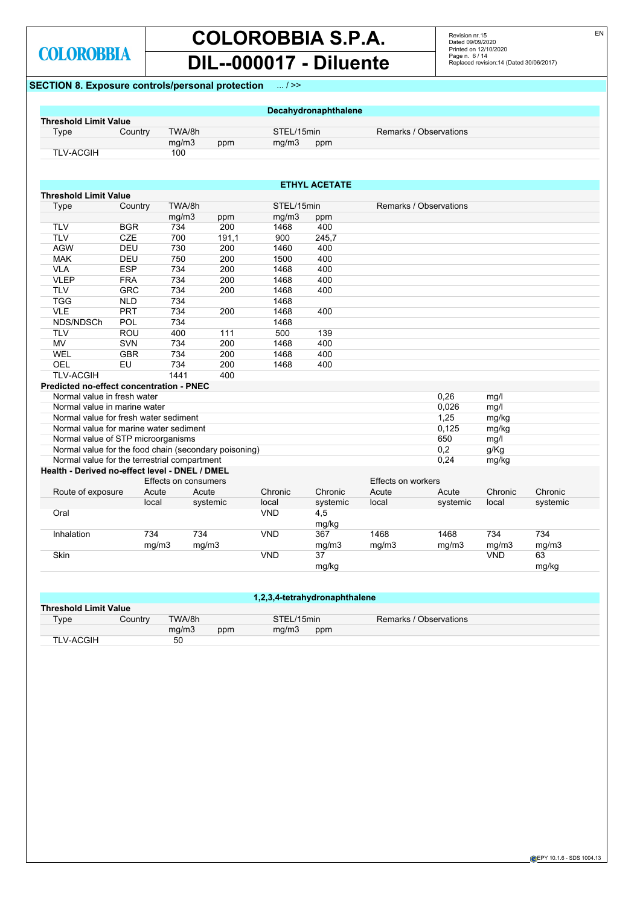## SECTION 8. Exposure controls/personal protection ... / >>

### Decahydronaphthalene

**Threshold Limit Value**

| Type | Country | TWA/8h | | STEL/15min | | Remarks / Observations |
|---|---|---|---|---|---|---|
| | | mg/m3 | ppm | mg/m3 | ppm | |
| TLV-ACGIH | | 100 | | | | |

### ETHYL ACETATE

**Threshold Limit Value**

| Type | Country | TWA/8h | | STEL/15min | | Remarks / Observations |
|---|---|---|---|---|---|---|
| | | mg/m3 | ppm | mg/m3 | ppm | |
| TLV | BGR | 734 | 200 | 1468 | 400 | |
| TLV | CZE | 700 | 191,1 | 900 | 245,7 | |
| AGW | DEU | 730 | 200 | 1460 | 400 | |
| MAK | DEU | 750 | 200 | 1500 | 400 | |
| VLA | ESP | 734 | 200 | 1468 | 400 | |
| VLEP | FRA | 734 | 200 | 1468 | 400 | |
| TLV | GRC | 734 | 200 | 1468 | 400 | |
| TGG | NLD | 734 | | 1468 | | |
| VLE | PRT | 734 | 200 | 1468 | 400 | |
| NDS/NDSCh | POL | 734 | | 1468 | | |
| TLV | ROU | 400 | 111 | 500 | 139 | |
| MV | SVN | 734 | 200 | 1468 | 400 | |
| WEL | GBR | 734 | 200 | 1468 | 400 | |
| OEL | EU | 734 | 200 | 1468 | 400 | |
| TLV-ACGIH | | 1441 | 400 | | | |

**Predicted no-effect concentration - PNEC**

| Parameter | Value | Unit |
|---|---|---|
| Normal value in fresh water | 0,26 | mg/l |
| Normal value in marine water | 0,026 | mg/l |
| Normal value for fresh water sediment | 1,25 | mg/kg |
| Normal value for marine water sediment | 0,125 | mg/kg |
| Normal value of STP microorganisms | 650 | mg/l |
| Normal value for the food chain (secondary poisoning) | 0,2 | g/Kg |
| Normal value for the terrestrial compartment | 0,24 | mg/kg |

**Health - Derived no-effect level - DNEL / DMEL**

| | Effects on consumers | | | | Effects on workers | | | |
|---|---|---|---|---|---|---|---|---|
| Route of exposure | Acute local | Acute systemic | Chronic local | Chronic systemic | Acute local | Acute systemic | Chronic local | Chronic systemic |
| Oral | | | VND | 4,5 mg/kg | | | | |
| Inhalation | 734 mg/m3 | 734 mg/m3 | VND | 367 mg/m3 | 1468 mg/m3 | 1468 mg/m3 | 734 mg/m3 | 734 mg/m3 |
| Skin | | | VND | 37 mg/kg | | | VND | 63 mg/kg |

### 1,2,3,4-tetrahydronaphthalene

**Threshold Limit Value**

| Type | Country | TWA/8h | | STEL/15min | | Remarks / Observations |
|---|---|---|---|---|---|---|
| | | mg/m3 | ppm | mg/m3 | ppm | |
| TLV-ACGIH | | 50 | | | | |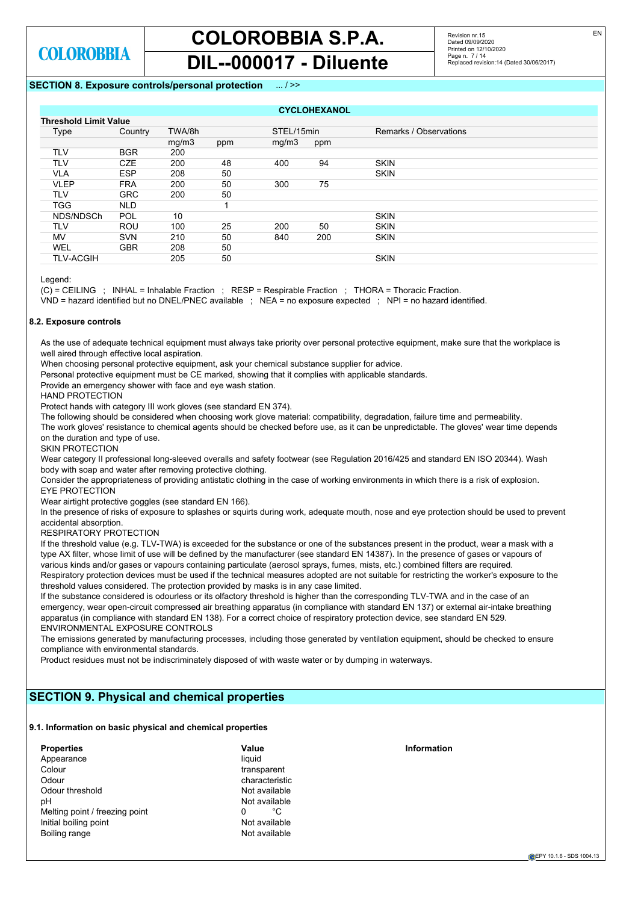## SECTION 8. Exposure controls/personal protection ... / >>

| CYCLOHEXANOL | | | | | | |
|---|---|---|---|---|---|---|
| **Threshold Limit Value** | | | | | | |
| Type | Country | TWA/8h | | STEL/15min | | Remarks / Observations |
| | | mg/m3 | ppm | mg/m3 | ppm | |
| TLV | BGR | 200 | | | | |
| TLV | CZE | 200 | 48 | 400 | 94 | SKIN |
| VLA | ESP | 208 | 50 | | | SKIN |
| VLEP | FRA | 200 | 50 | 300 | 75 | |
| TLV | GRC | 200 | 50 | | | |
| TGG | NLD | | 1 | | | |
| NDS/NDSCh | POL | 10 | | | | SKIN |
| TLV | ROU | 100 | 25 | 200 | 50 | SKIN |
| MV | SVN | 210 | 50 | 840 | 200 | SKIN |
| WEL | GBR | 208 | 50 | | | |
| TLV-ACGIH | | 205 | 50 | | | SKIN |

Legend:

(C) = CEILING ; INHAL = Inhalable Fraction ; RESP = Respirable Fraction ; THORA = Thoracic Fraction.

VND = hazard identified but no DNEL/PNEC available ; NEA = no exposure expected ; NPI = no hazard identified.

### 8.2. Exposure controls

As the use of adequate technical equipment must always take priority over personal protective equipment, make sure that the workplace is well aired through effective local aspiration.

When choosing personal protective equipment, ask your chemical substance supplier for advice.

Personal protective equipment must be CE marked, showing that it complies with applicable standards.

Provide an emergency shower with face and eye wash station.

HAND PROTECTION

Protect hands with category III work gloves (see standard EN 374).

The following should be considered when choosing work glove material: compatibility, degradation, failure time and permeability.

The work gloves' resistance to chemical agents should be checked before use, as it can be unpredictable. The gloves' wear time depends on the duration and type of use.

SKIN PROTECTION

Wear category II professional long-sleeved overalls and safety footwear (see Regulation 2016/425 and standard EN ISO 20344). Wash body with soap and water after removing protective clothing.

Consider the appropriateness of providing antistatic clothing in the case of working environments in which there is a risk of explosion.

EYE PROTECTION

Wear airtight protective goggles (see standard EN 166).

In the presence of risks of exposure to splashes or squirts during work, adequate mouth, nose and eye protection should be used to prevent accidental absorption.

RESPIRATORY PROTECTION

If the threshold value (e.g. TLV-TWA) is exceeded for the substance or one of the substances present in the product, wear a mask with a type AX filter, whose limit of use will be defined by the manufacturer (see standard EN 14387). In the presence of gases or vapours of various kinds and/or gases or vapours containing particulate (aerosol sprays, fumes, mists, etc.) combined filters are required.

Respiratory protection devices must be used if the technical measures adopted are not suitable for restricting the worker's exposure to the threshold values considered. The protection provided by masks is in any case limited.

If the substance considered is odourless or its olfactory threshold is higher than the corresponding TLV-TWA and in the case of an emergency, wear open-circuit compressed air breathing apparatus (in compliance with standard EN 137) or external air-intake breathing apparatus (in compliance with standard EN 138). For a correct choice of respiratory protection device, see standard EN 529.

ENVIRONMENTAL EXPOSURE CONTROLS

The emissions generated by manufacturing processes, including those generated by ventilation equipment, should be checked to ensure compliance with environmental standards.

Product residues must not be indiscriminately disposed of with waste water or by dumping in waterways.

## SECTION 9. Physical and chemical properties

### 9.1. Information on basic physical and chemical properties

| Properties | Value | Information |
|---|---|---|
| Appearance | liquid | |
| Colour | transparent | |
| Odour | characteristic | |
| Odour threshold | Not available | |
| pH | Not available | |
| Melting point / freezing point | 0 °C | |
| Initial boiling point | Not available | |
| Boiling range | Not available | |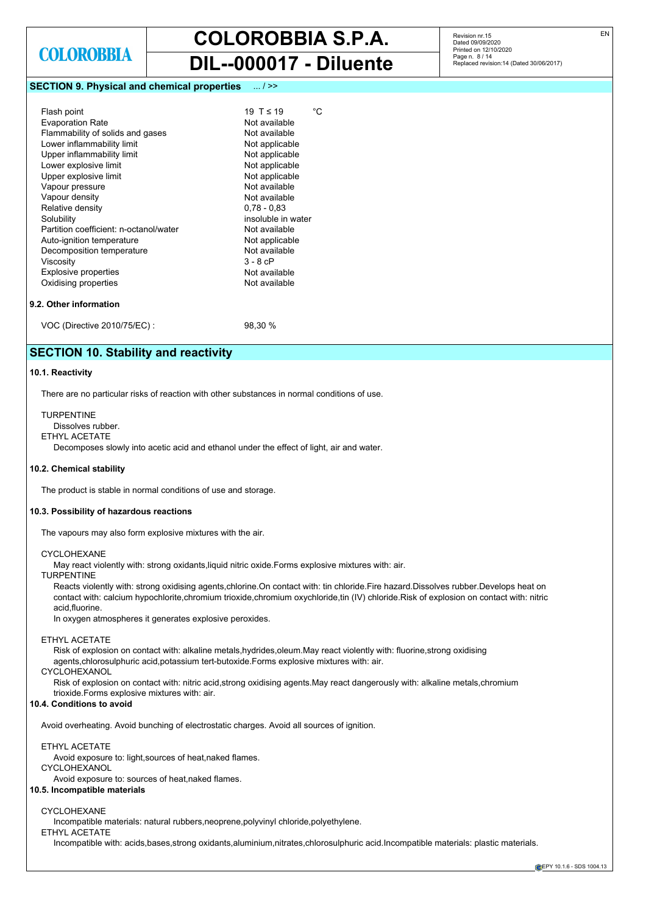## SECTION 9. Physical and chemical properties ... / >>

| | |
|---|---|
| Flash point | 19 T ≤ 19 °C |
| Evaporation Rate | Not available |
| Flammability of solids and gases | Not available |
| Lower inflammability limit | Not applicable |
| Upper inflammability limit | Not applicable |
| Lower explosive limit | Not applicable |
| Upper explosive limit | Not applicable |
| Vapour pressure | Not available |
| Vapour density | Not available |
| Relative density | 0,78 - 0,83 |
| Solubility | insoluble in water |
| Partition coefficient: n-octanol/water | Not available |
| Auto-ignition temperature | Not applicable |
| Decomposition temperature | Not available |
| Viscosity | 3 - 8 cP |
| Explosive properties | Not available |
| Oxidising properties | Not available |

### 9.2. Other information

VOC (Directive 2010/75/EC) : 98,30 %

## SECTION 10. Stability and reactivity

### 10.1. Reactivity

There are no particular risks of reaction with other substances in normal conditions of use.

TURPENTINE
Dissolves rubber.
ETHYL ACETATE
Decomposes slowly into acetic acid and ethanol under the effect of light, air and water.

### 10.2. Chemical stability

The product is stable in normal conditions of use and storage.

### 10.3. Possibility of hazardous reactions

The vapours may also form explosive mixtures with the air.

CYCLOHEXANE
May react violently with: strong oxidants,liquid nitric oxide.Forms explosive mixtures with: air.
TURPENTINE
Reacts violently with: strong oxidising agents,chlorine.On contact with: tin chloride.Fire hazard.Dissolves rubber.Develops heat on contact with: calcium hypochlorite,chromium trioxide,chromium oxychloride,tin (IV) chloride.Risk of explosion on contact with: nitric acid,fluorine.
In oxygen atmospheres it generates explosive peroxides.

ETHYL ACETATE
Risk of explosion on contact with: alkaline metals,hydrides,oleum.May react violently with: fluorine,strong oxidising agents,chlorosulphuric acid,potassium tert-butoxide.Forms explosive mixtures with: air.
CYCLOHEXANOL
Risk of explosion on contact with: nitric acid,strong oxidising agents.May react dangerously with: alkaline metals,chromium trioxide.Forms explosive mixtures with: air.

### 10.4. Conditions to avoid

Avoid overheating. Avoid bunching of electrostatic charges. Avoid all sources of ignition.

ETHYL ACETATE
Avoid exposure to: light,sources of heat,naked flames.
CYCLOHEXANOL
Avoid exposure to: sources of heat,naked flames.

### 10.5. Incompatible materials

CYCLOHEXANE
Incompatible materials: natural rubbers,neoprene,polyvinyl chloride,polyethylene.
ETHYL ACETATE
Incompatible with: acids,bases,strong oxidants,aluminium,nitrates,chlorosulphuric acid.Incompatible materials: plastic materials.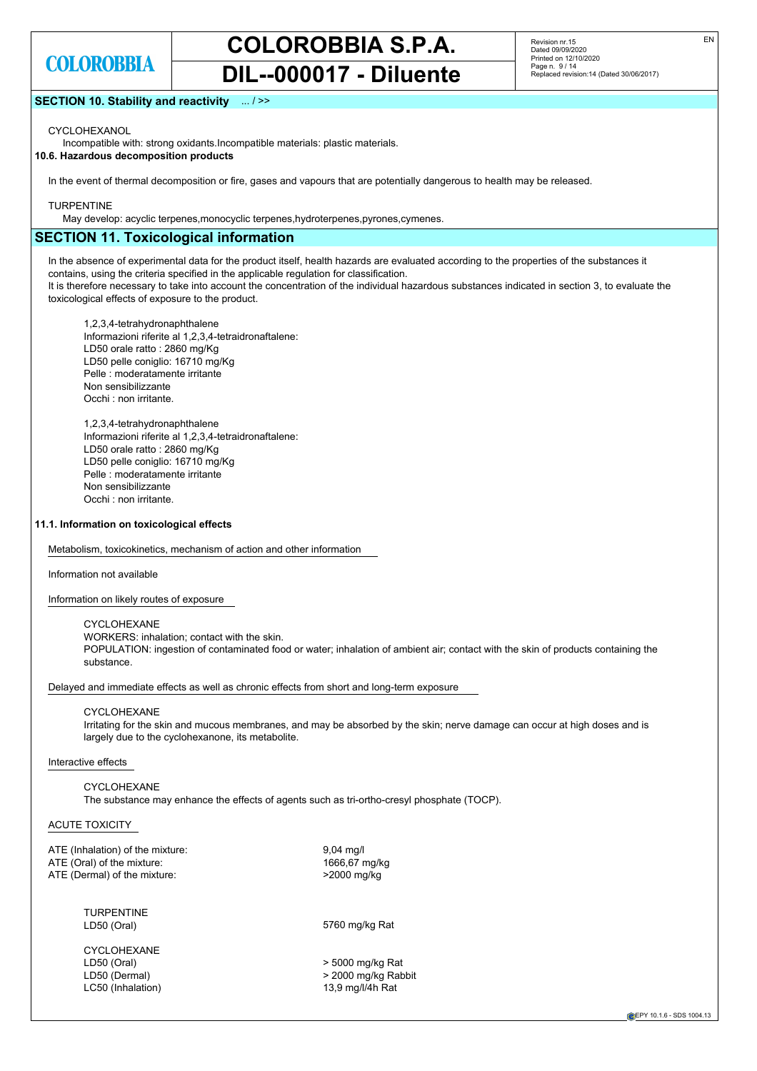## SECTION 10. Stability and reactivity ... / >>

CYCLOHEXANOL

Incompatible with: strong oxidants.Incompatible materials: plastic materials.

**10.6. Hazardous decomposition products**

In the event of thermal decomposition or fire, gases and vapours that are potentially dangerous to health may be released.

TURPENTINE

May develop: acyclic terpenes,monocyclic terpenes,hydroterpenes,pyrones,cymenes.

## SECTION 11. Toxicological information

In the absence of experimental data for the product itself, health hazards are evaluated according to the properties of the substances it contains, using the criteria specified in the applicable regulation for classification.
It is therefore necessary to take into account the concentration of the individual hazardous substances indicated in section 3, to evaluate the toxicological effects of exposure to the product.

1,2,3,4-tetrahydronaphthalene
Informazioni riferite al 1,2,3,4-tetraidronaftalene:
LD50 orale ratto : 2860 mg/Kg
LD50 pelle coniglio: 16710 mg/Kg
Pelle : moderatamente irritante
Non sensibilizzante
Occhi : non irritante.

1,2,3,4-tetrahydronaphthalene
Informazioni riferite al 1,2,3,4-tetraidronaftalene:
LD50 orale ratto : 2860 mg/Kg
LD50 pelle coniglio: 16710 mg/Kg
Pelle : moderatamente irritante
Non sensibilizzante
Occhi : non irritante.

**11.1. Information on toxicological effects**

Metabolism, toxicokinetics, mechanism of action and other information

Information not available

Information on likely routes of exposure

CYCLOHEXANE
WORKERS: inhalation; contact with the skin.
POPULATION: ingestion of contaminated food or water; inhalation of ambient air; contact with the skin of products containing the substance.

Delayed and immediate effects as well as chronic effects from short and long-term exposure

CYCLOHEXANE
Irritating for the skin and mucous membranes, and may be absorbed by the skin; nerve damage can occur at high doses and is largely due to the cyclohexanone, its metabolite.

Interactive effects

CYCLOHEXANE
The substance may enhance the effects of agents such as tri-ortho-cresyl phosphate (TOCP).

ACUTE TOXICITY

| | |
|---|---|
| ATE (Inhalation) of the mixture: | 9,04 mg/l |
| ATE (Oral) of the mixture: | 1666,67 mg/kg |
| ATE (Dermal) of the mixture: | >2000 mg/kg |

TURPENTINE

| | |
|---|---|
| LD50 (Oral) | 5760 mg/kg Rat |

CYCLOHEXANE

| | |
|---|---|
| LD50 (Oral) | > 5000 mg/kg Rat |
| LD50 (Dermal) | > 2000 mg/kg Rabbit |
| LC50 (Inhalation) | 13,9 mg/l/4h Rat |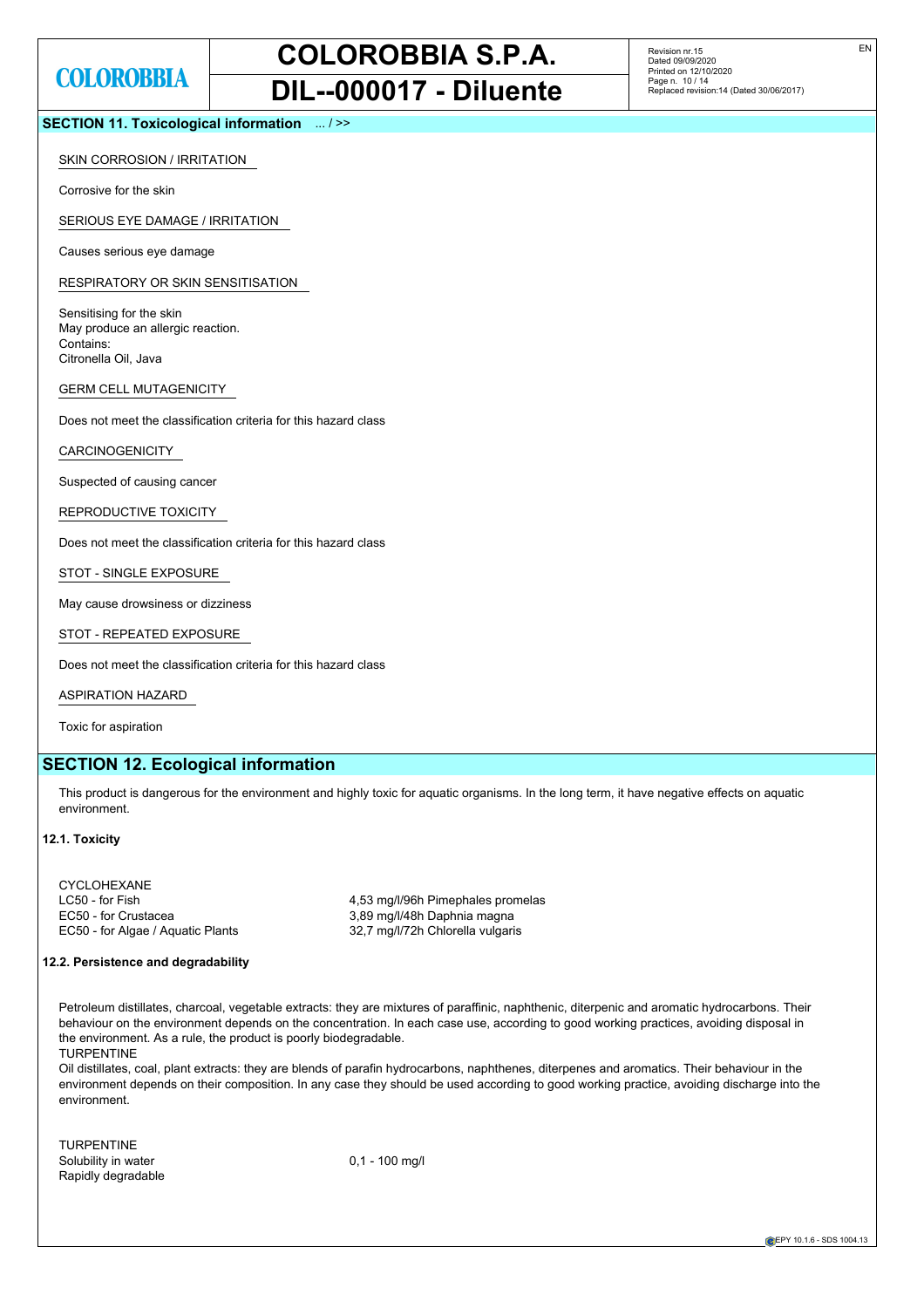## SECTION 11. Toxicological information ... / >>

SKIN CORROSION / IRRITATION

Corrosive for the skin

SERIOUS EYE DAMAGE / IRRITATION

Causes serious eye damage

RESPIRATORY OR SKIN SENSITISATION

Sensitising for the skin
May produce an allergic reaction.
Contains:
Citronella Oil, Java

GERM CELL MUTAGENICITY

Does not meet the classification criteria for this hazard class

CARCINOGENICITY

Suspected of causing cancer

REPRODUCTIVE TOXICITY

Does not meet the classification criteria for this hazard class

STOT - SINGLE EXPOSURE

May cause drowsiness or dizziness

STOT - REPEATED EXPOSURE

Does not meet the classification criteria for this hazard class

ASPIRATION HAZARD

Toxic for aspiration

## SECTION 12. Ecological information

This product is dangerous for the environment and highly toxic for aquatic organisms. In the long term, it have negative effects on aquatic environment.

### 12.1. Toxicity

| CYCLOHEXANE | |
|---|---|
| LC50 - for Fish | 4,53 mg/l/96h Pimephales promelas |
| EC50 - for Crustacea | 3,89 mg/l/48h Daphnia magna |
| EC50 - for Algae / Aquatic Plants | 32,7 mg/l/72h Chlorella vulgaris |

### 12.2. Persistence and degradability

Petroleum distillates, charcoal, vegetable extracts: they are mixtures of paraffinic, naphthenic, diterpenic and aromatic hydrocarbons. Their behaviour on the environment depends on the concentration. In each case use, according to good working practices, avoiding disposal in the environment. As a rule, the product is poorly biodegradable.
TURPENTINE
Oil distillates, coal, plant extracts: they are blends of parafin hydrocarbons, naphthenes, diterpenes and aromatics. Their behaviour in the environment depends on their composition. In any case they should be used according to good working practice, avoiding discharge into the environment.

| TURPENTINE | |
|---|---|
| Solubility in water | 0,1 - 100 mg/l |
| Rapidly degradable | |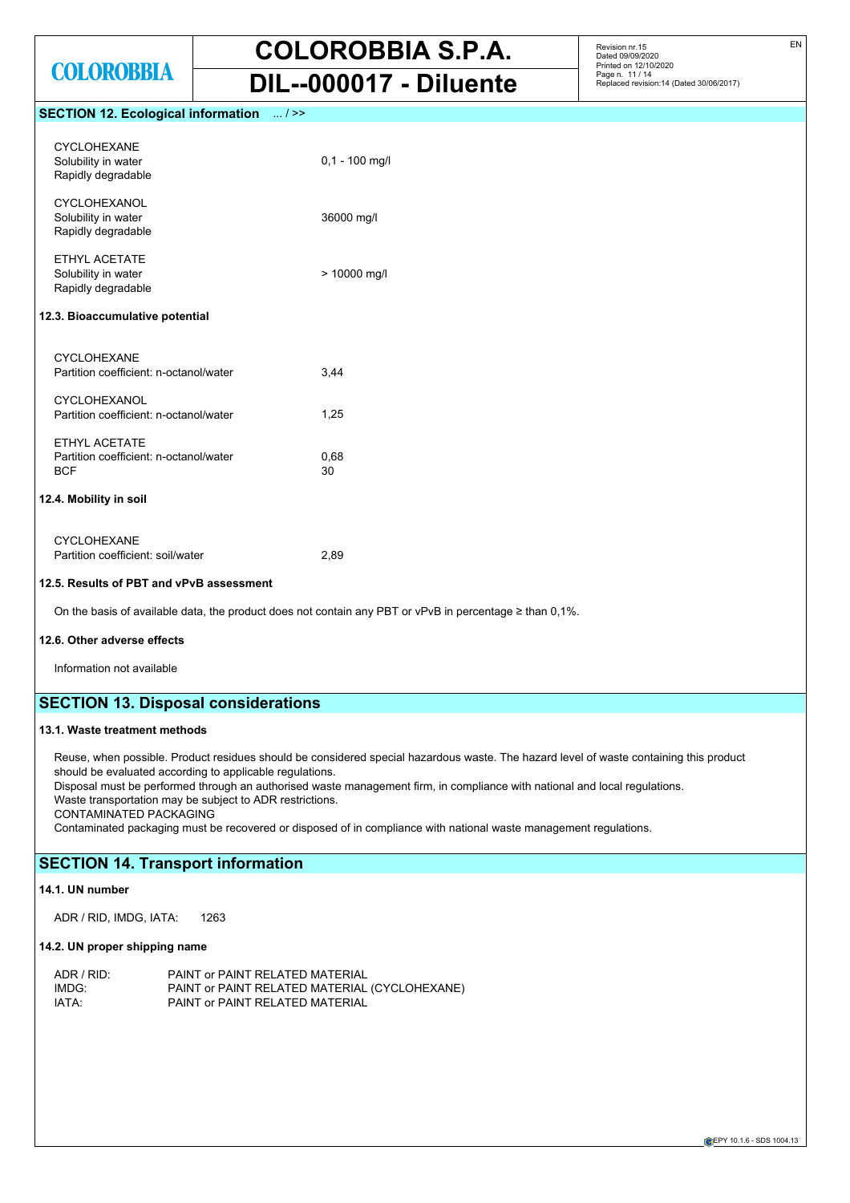## SECTION 12. Ecological information ... / >>

| | |
|---|---|
| CYCLOHEXANE | |
| Solubility in water | 0,1 - 100 mg/l |
| Rapidly degradable | |
| CYCLOHEXANOL | |
| Solubility in water | 36000 mg/l |
| Rapidly degradable | |
| ETHYL ACETATE | |
| Solubility in water | > 10000 mg/l |
| Rapidly degradable | |

### 12.3. Bioaccumulative potential

| | |
|---|---|
| CYCLOHEXANE | |
| Partition coefficient: n-octanol/water | 3,44 |
| CYCLOHEXANOL | |
| Partition coefficient: n-octanol/water | 1,25 |
| ETHYL ACETATE | |
| Partition coefficient: n-octanol/water | 0,68 |
| BCF | 30 |

### 12.4. Mobility in soil

| | |
|---|---|
| CYCLOHEXANE | |
| Partition coefficient: soil/water | 2,89 |

### 12.5. Results of PBT and vPvB assessment

On the basis of available data, the product does not contain any PBT or vPvB in percentage ≥ than 0,1%.

### 12.6. Other adverse effects

Information not available

## SECTION 13. Disposal considerations

### 13.1. Waste treatment methods

Reuse, when possible. Product residues should be considered special hazardous waste. The hazard level of waste containing this product should be evaluated according to applicable regulations.
Disposal must be performed through an authorised waste management firm, in compliance with national and local regulations.
Waste transportation may be subject to ADR restrictions.
CONTAMINATED PACKAGING
Contaminated packaging must be recovered or disposed of in compliance with national waste management regulations.

## SECTION 14. Transport information

### 14.1. UN number

ADR / RID, IMDG, IATA: 1263

### 14.2. UN proper shipping name

| | |
|---|---|
| ADR / RID: | PAINT or PAINT RELATED MATERIAL |
| IMDG: | PAINT or PAINT RELATED MATERIAL (CYCLOHEXANE) |
| IATA: | PAINT or PAINT RELATED MATERIAL |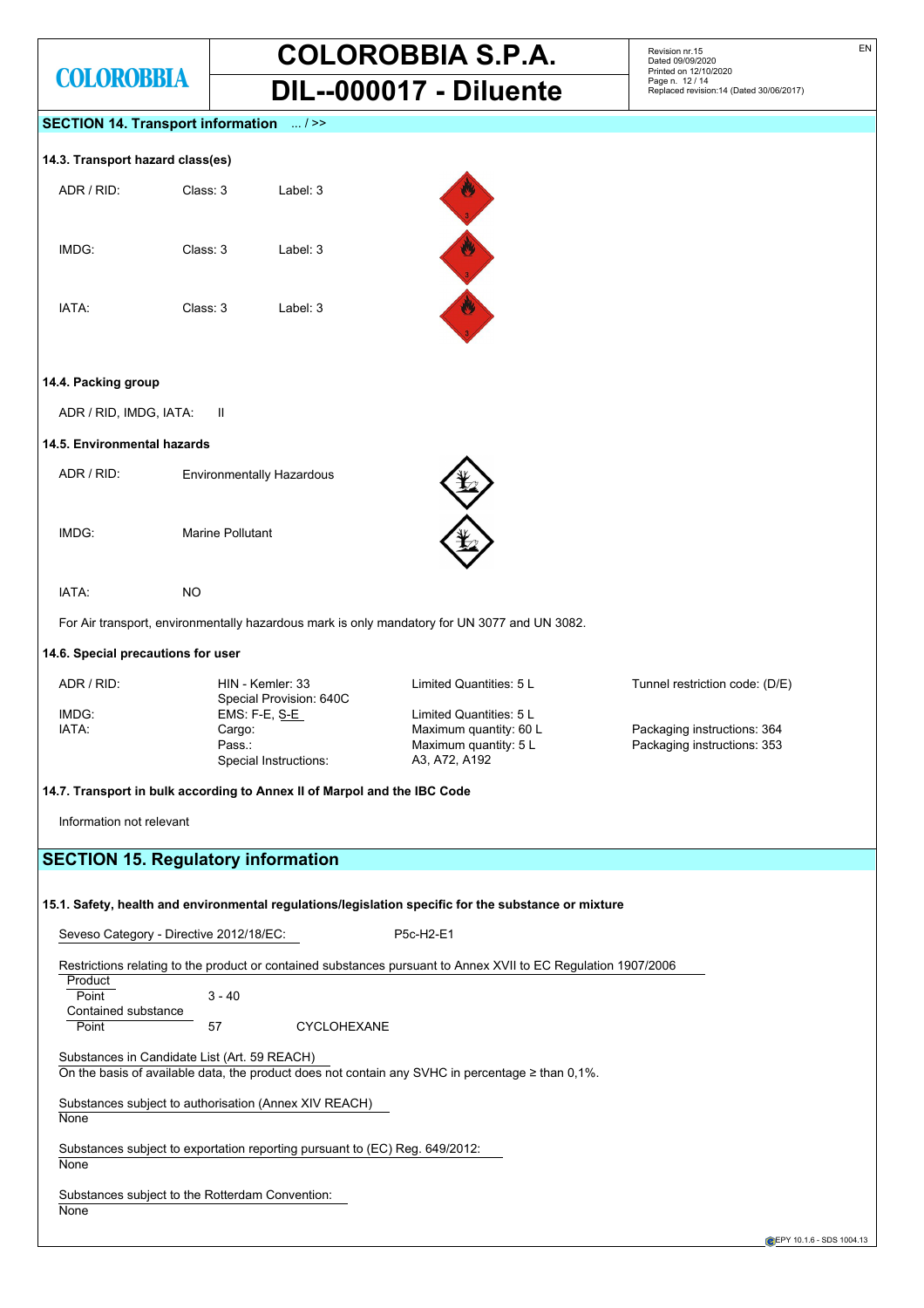## SECTION 14. Transport information ... / >>

### 14.3. Transport hazard class(es)

| | | |
|---|---|---|
| ADR / RID: | Class: 3 | Label: 3 |
| IMDG: | Class: 3 | Label: 3 |
| IATA: | Class: 3 | Label: 3 |

### 14.4. Packing group

ADR / RID, IMDG, IATA: II

### 14.5. Environmental hazards

| | |
|---|---|
| ADR / RID: | Environmentally Hazardous |
| IMDG: | Marine Pollutant |
| IATA: | NO |

For Air transport, environmentally hazardous mark is only mandatory for UN 3077 and UN 3082.

### 14.6. Special precautions for user

| | | | |
|---|---|---|---|
| ADR / RID: | HIN - Kemler: 33<br>Special Provision: 640C | Limited Quantities: 5 L | Tunnel restriction code: (D/E) |
| IMDG: | EMS: F-E, S-E | Limited Quantities: 5 L | |
| IATA: | Cargo: | Maximum quantity: 60 L | Packaging instructions: 364 |
| | Pass.: | Maximum quantity: 5 L | Packaging instructions: 353 |
| | Special Instructions: | A3, A72, A192 | |

### 14.7. Transport in bulk according to Annex II of Marpol and the IBC Code

Information not relevant

## SECTION 15. Regulatory information

### 15.1. Safety, health and environmental regulations/legislation specific for the substance or mixture

Seveso Category - Directive 2012/18/EC: P5c-H2-E1

Restrictions relating to the product or contained substances pursuant to Annex XVII to EC Regulation 1907/2006

Product
Point 3 - 40

Contained substance
Point 57 CYCLOHEXANE

Substances in Candidate List (Art. 59 REACH)
On the basis of available data, the product does not contain any SVHC in percentage ≥ than 0,1%.

Substances subject to authorisation (Annex XIV REACH)
None

Substances subject to exportation reporting pursuant to (EC) Reg. 649/2012:
None

Substances subject to the Rotterdam Convention:
None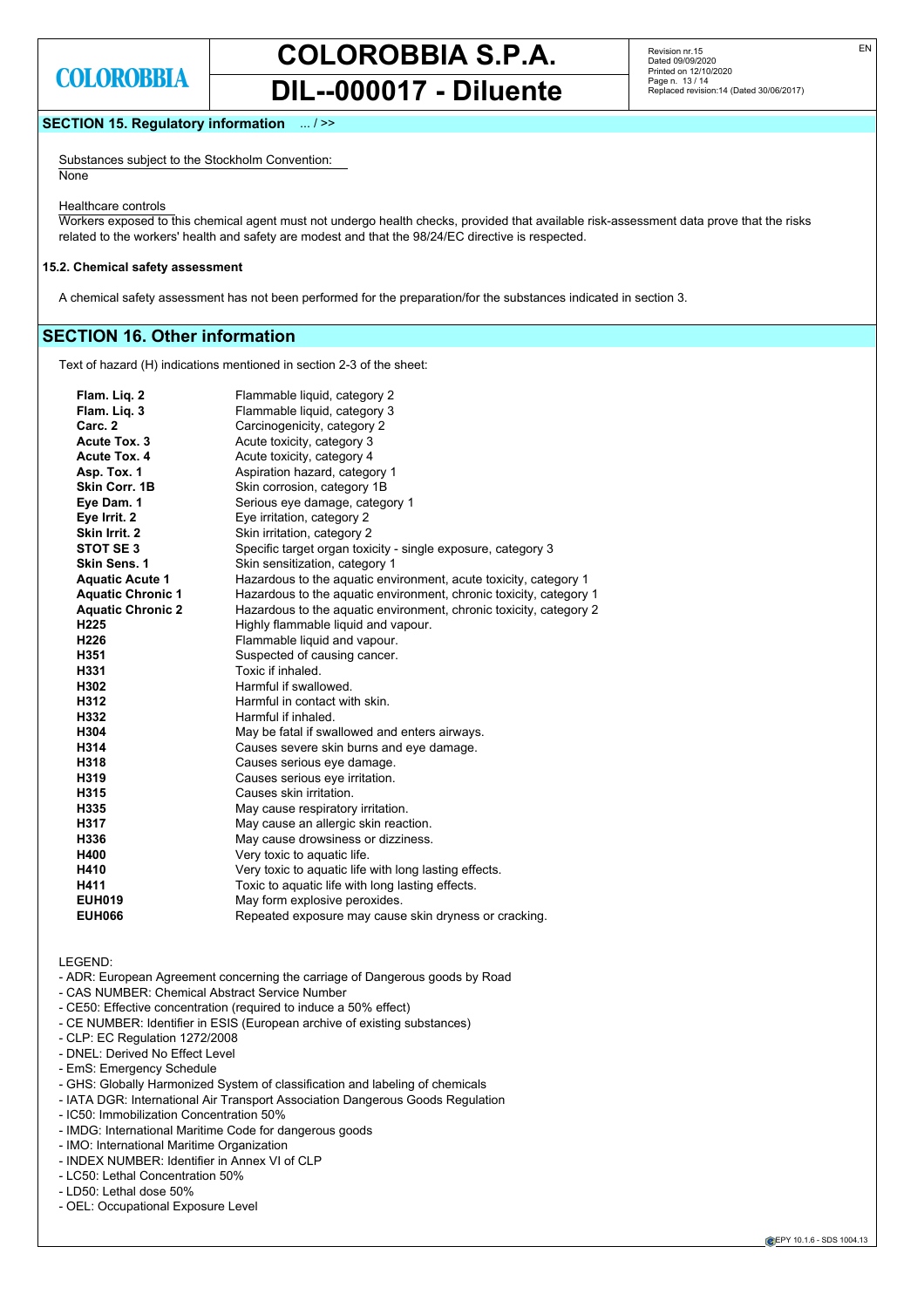## SECTION 15. Regulatory information ... / >>

Substances subject to the Stockholm Convention:
None

Healthcare controls
Workers exposed to this chemical agent must not undergo health checks, provided that available risk-assessment data prove that the risks related to the workers' health and safety are modest and that the 98/24/EC directive is respected.

### 15.2. Chemical safety assessment

A chemical safety assessment has not been performed for the preparation/for the substances indicated in section 3.

## SECTION 16. Other information

Text of hazard (H) indications mentioned in section 2-3 of the sheet:

| | |
|---|---|
| **Flam. Liq. 2** | Flammable liquid, category 2 |
| **Flam. Liq. 3** | Flammable liquid, category 3 |
| **Carc. 2** | Carcinogenicity, category 2 |
| **Acute Tox. 3** | Acute toxicity, category 3 |
| **Acute Tox. 4** | Acute toxicity, category 4 |
| **Asp. Tox. 1** | Aspiration hazard, category 1 |
| **Skin Corr. 1B** | Skin corrosion, category 1B |
| **Eye Dam. 1** | Serious eye damage, category 1 |
| **Eye Irrit. 2** | Eye irritation, category 2 |
| **Skin Irrit. 2** | Skin irritation, category 2 |
| **STOT SE 3** | Specific target organ toxicity - single exposure, category 3 |
| **Skin Sens. 1** | Skin sensitization, category 1 |
| **Aquatic Acute 1** | Hazardous to the aquatic environment, acute toxicity, category 1 |
| **Aquatic Chronic 1** | Hazardous to the aquatic environment, chronic toxicity, category 1 |
| **Aquatic Chronic 2** | Hazardous to the aquatic environment, chronic toxicity, category 2 |
| **H225** | Highly flammable liquid and vapour. |
| **H226** | Flammable liquid and vapour. |
| **H351** | Suspected of causing cancer. |
| **H331** | Toxic if inhaled. |
| **H302** | Harmful if swallowed. |
| **H312** | Harmful in contact with skin. |
| **H332** | Harmful if inhaled. |
| **H304** | May be fatal if swallowed and enters airways. |
| **H314** | Causes severe skin burns and eye damage. |
| **H318** | Causes serious eye damage. |
| **H319** | Causes serious eye irritation. |
| **H315** | Causes skin irritation. |
| **H335** | May cause respiratory irritation. |
| **H317** | May cause an allergic skin reaction. |
| **H336** | May cause drowsiness or dizziness. |
| **H400** | Very toxic to aquatic life. |
| **H410** | Very toxic to aquatic life with long lasting effects. |
| **H411** | Toxic to aquatic life with long lasting effects. |
| **EUH019** | May form explosive peroxides. |
| **EUH066** | Repeated exposure may cause skin dryness or cracking. |

LEGEND:
- ADR: European Agreement concerning the carriage of Dangerous goods by Road
- CAS NUMBER: Chemical Abstract Service Number
- CE50: Effective concentration (required to induce a 50% effect)
- CE NUMBER: Identifier in ESIS (European archive of existing substances)
- CLP: EC Regulation 1272/2008
- DNEL: Derived No Effect Level
- EmS: Emergency Schedule
- GHS: Globally Harmonized System of classification and labeling of chemicals
- IATA DGR: International Air Transport Association Dangerous Goods Regulation
- IC50: Immobilization Concentration 50%
- IMDG: International Maritime Code for dangerous goods
- IMO: International Maritime Organization
- INDEX NUMBER: Identifier in Annex VI of CLP
- LC50: Lethal Concentration 50%
- LD50: Lethal dose 50%
- OEL: Occupational Exposure Level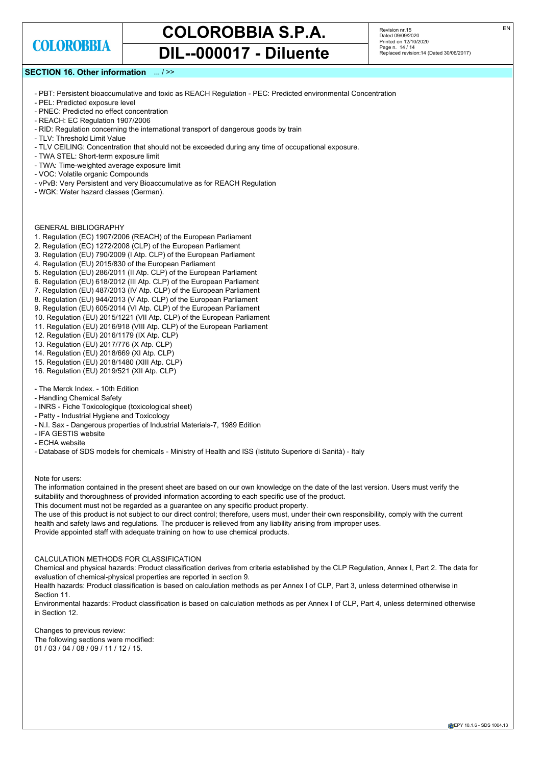## SECTION 16. Other information ... / >>

- PBT: Persistent bioaccumulative and toxic as REACH Regulation - PEC: Predicted environmental Concentration
- PEL: Predicted exposure level
- PNEC: Predicted no effect concentration
- REACH: EC Regulation 1907/2006
- RID: Regulation concerning the international transport of dangerous goods by train
- TLV: Threshold Limit Value
- TLV CEILING: Concentration that should not be exceeded during any time of occupational exposure.
- TWA STEL: Short-term exposure limit
- TWA: Time-weighted average exposure limit
- VOC: Volatile organic Compounds
- vPvB: Very Persistent and very Bioaccumulative as for REACH Regulation
- WGK: Water hazard classes (German).

GENERAL BIBLIOGRAPHY

1. Regulation (EC) 1907/2006 (REACH) of the European Parliament
2. Regulation (EC) 1272/2008 (CLP) of the European Parliament
3. Regulation (EU) 790/2009 (I Atp. CLP) of the European Parliament
4. Regulation (EU) 2015/830 of the European Parliament
5. Regulation (EU) 286/2011 (II Atp. CLP) of the European Parliament
6. Regulation (EU) 618/2012 (III Atp. CLP) of the European Parliament
7. Regulation (EU) 487/2013 (IV Atp. CLP) of the European Parliament
8. Regulation (EU) 944/2013 (V Atp. CLP) of the European Parliament
9. Regulation (EU) 605/2014 (VI Atp. CLP) of the European Parliament
10. Regulation (EU) 2015/1221 (VII Atp. CLP) of the European Parliament
11. Regulation (EU) 2016/918 (VIII Atp. CLP) of the European Parliament
12. Regulation (EU) 2016/1179 (IX Atp. CLP)
13. Regulation (EU) 2017/776 (X Atp. CLP)
14. Regulation (EU) 2018/669 (XI Atp. CLP)
15. Regulation (EU) 2018/1480 (XIII Atp. CLP)
16. Regulation (EU) 2019/521 (XII Atp. CLP)

- The Merck Index. - 10th Edition
- Handling Chemical Safety
- INRS - Fiche Toxicologique (toxicological sheet)
- Patty - Industrial Hygiene and Toxicology
- N.I. Sax - Dangerous properties of Industrial Materials-7, 1989 Edition
- IFA GESTIS website
- ECHA website
- Database of SDS models for chemicals - Ministry of Health and ISS (Istituto Superiore di Sanità) - Italy

Note for users:
The information contained in the present sheet are based on our own knowledge on the date of the last version. Users must verify the suitability and thoroughness of provided information according to each specific use of the product.
This document must not be regarded as a guarantee on any specific product property.
The use of this product is not subject to our direct control; therefore, users must, under their own responsibility, comply with the current health and safety laws and regulations. The producer is relieved from any liability arising from improper uses.
Provide appointed staff with adequate training on how to use chemical products.

CALCULATION METHODS FOR CLASSIFICATION
Chemical and physical hazards: Product classification derives from criteria established by the CLP Regulation, Annex I, Part 2. The data for evaluation of chemical-physical properties are reported in section 9.
Health hazards: Product classification is based on calculation methods as per Annex I of CLP, Part 3, unless determined otherwise in Section 11.
Environmental hazards: Product classification is based on calculation methods as per Annex I of CLP, Part 4, unless determined otherwise in Section 12.

Changes to previous review:
The following sections were modified:
01 / 03 / 04 / 08 / 09 / 11 / 12 / 15.